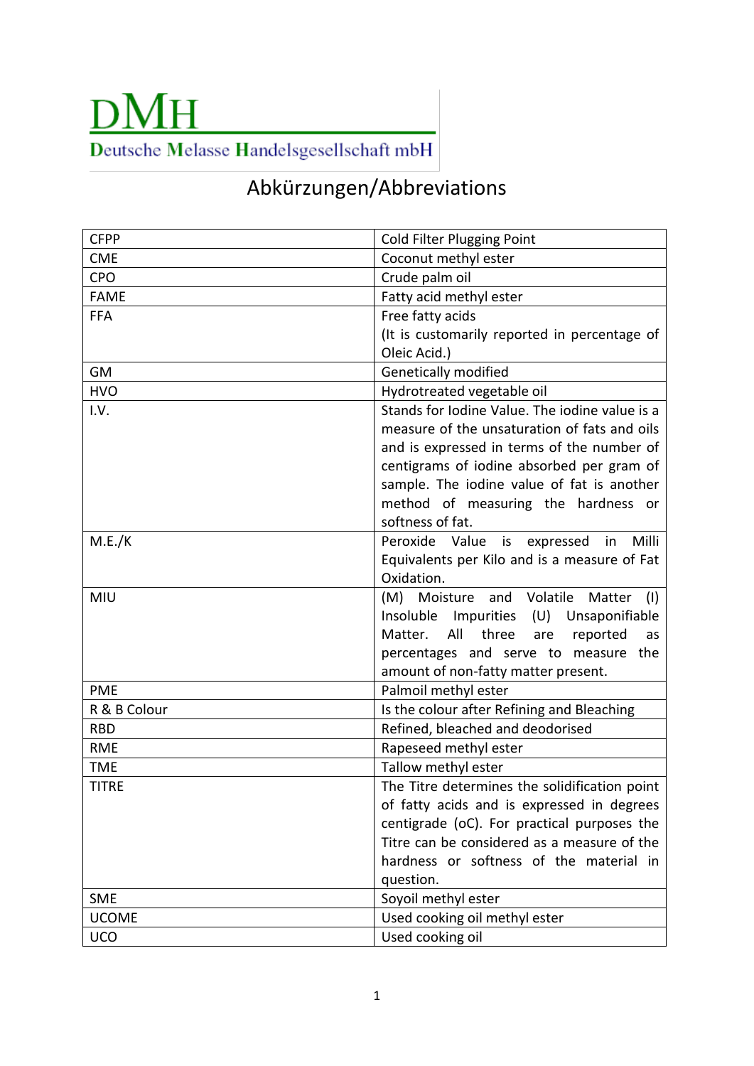# DMH

Deutsche Melasse Handelsgesellschaft mbH

## Abkürzungen/Abbreviations

| | |
|---|---|
| CFPP | Cold Filter Plugging Point |
| CME | Coconut methyl ester |
| CPO | Crude palm oil |
| FAME | Fatty acid methyl ester |
| FFA | Free fatty acids (It is customarily reported in percentage of Oleic Acid.) |
| GM | Genetically modified |
| HVO | Hydrotreated vegetable oil |
| I.V. | Stands for Iodine Value. The iodine value is a measure of the unsaturation of fats and oils and is expressed in terms of the number of centigrams of iodine absorbed per gram of sample. The iodine value of fat is another method of measuring the hardness or softness of fat. |
| M.E./K | Peroxide Value is expressed in Milli Equivalents per Kilo and is a measure of Fat Oxidation. |
| MIU | (M) Moisture and Volatile Matter (I) Insoluble Impurities (U) Unsaponifiable Matter. All three are reported as percentages and serve to measure the amount of non-fatty matter present. |
| PME | Palmoil methyl ester |
| R & B Colour | Is the colour after Refining and Bleaching |
| RBD | Refined, bleached and deodorised |
| RME | Rapeseed methyl ester |
| TME | Tallow methyl ester |
| TITRE | The Titre determines the solidification point of fatty acids and is expressed in degrees centigrade (oC). For practical purposes the Titre can be considered as a measure of the hardness or softness of the material in question. |
| SME | Soyoil methyl ester |
| UCOME | Used cooking oil methyl ester |
| UCO | Used cooking oil |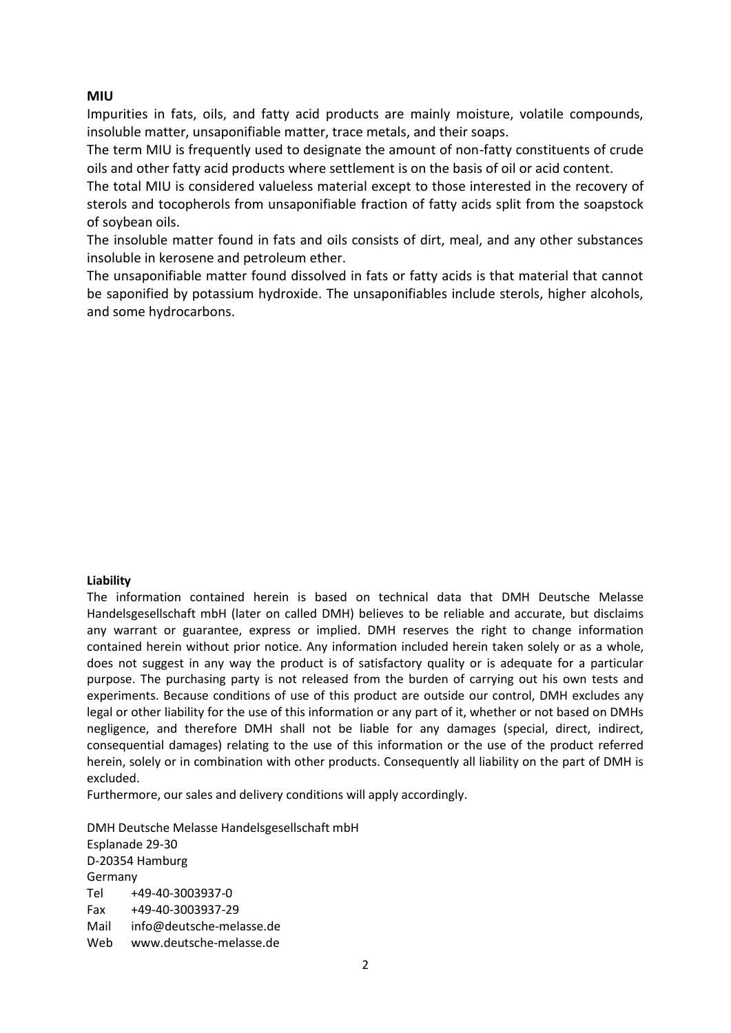**MIU**

Impurities in fats, oils, and fatty acid products are mainly moisture, volatile compounds, insoluble matter, unsaponifiable matter, trace metals, and their soaps.

The term MIU is frequently used to designate the amount of non-fatty constituents of crude oils and other fatty acid products where settlement is on the basis of oil or acid content.

The total MIU is considered valueless material except to those interested in the recovery of sterols and tocopherols from unsaponifiable fraction of fatty acids split from the soapstock of soybean oils.

The insoluble matter found in fats and oils consists of dirt, meal, and any other substances insoluble in kerosene and petroleum ether.

The unsaponifiable matter found dissolved in fats or fatty acids is that material that cannot be saponified by potassium hydroxide. The unsaponifiables include sterols, higher alcohols, and some hydrocarbons.

**Liability**

The information contained herein is based on technical data that DMH Deutsche Melasse Handelsgesellschaft mbH (later on called DMH) believes to be reliable and accurate, but disclaims any warrant or guarantee, express or implied. DMH reserves the right to change information contained herein without prior notice. Any information included herein taken solely or as a whole, does not suggest in any way the product is of satisfactory quality or is adequate for a particular purpose. The purchasing party is not released from the burden of carrying out his own tests and experiments. Because conditions of use of this product are outside our control, DMH excludes any legal or other liability for the use of this information or any part of it, whether or not based on DMHs negligence, and therefore DMH shall not be liable for any damages (special, direct, indirect, consequential damages) relating to the use of this information or the use of the product referred herein, solely or in combination with other products. Consequently all liability on the part of DMH is excluded.

Furthermore, our sales and delivery conditions will apply accordingly.

DMH Deutsche Melasse Handelsgesellschaft mbH
Esplanade 29-30
D-20354 Hamburg
Germany
Tel +49-40-3003937-0
Fax +49-40-3003937-29
Mail info@deutsche-melasse.de
Web www.deutsche-melasse.de